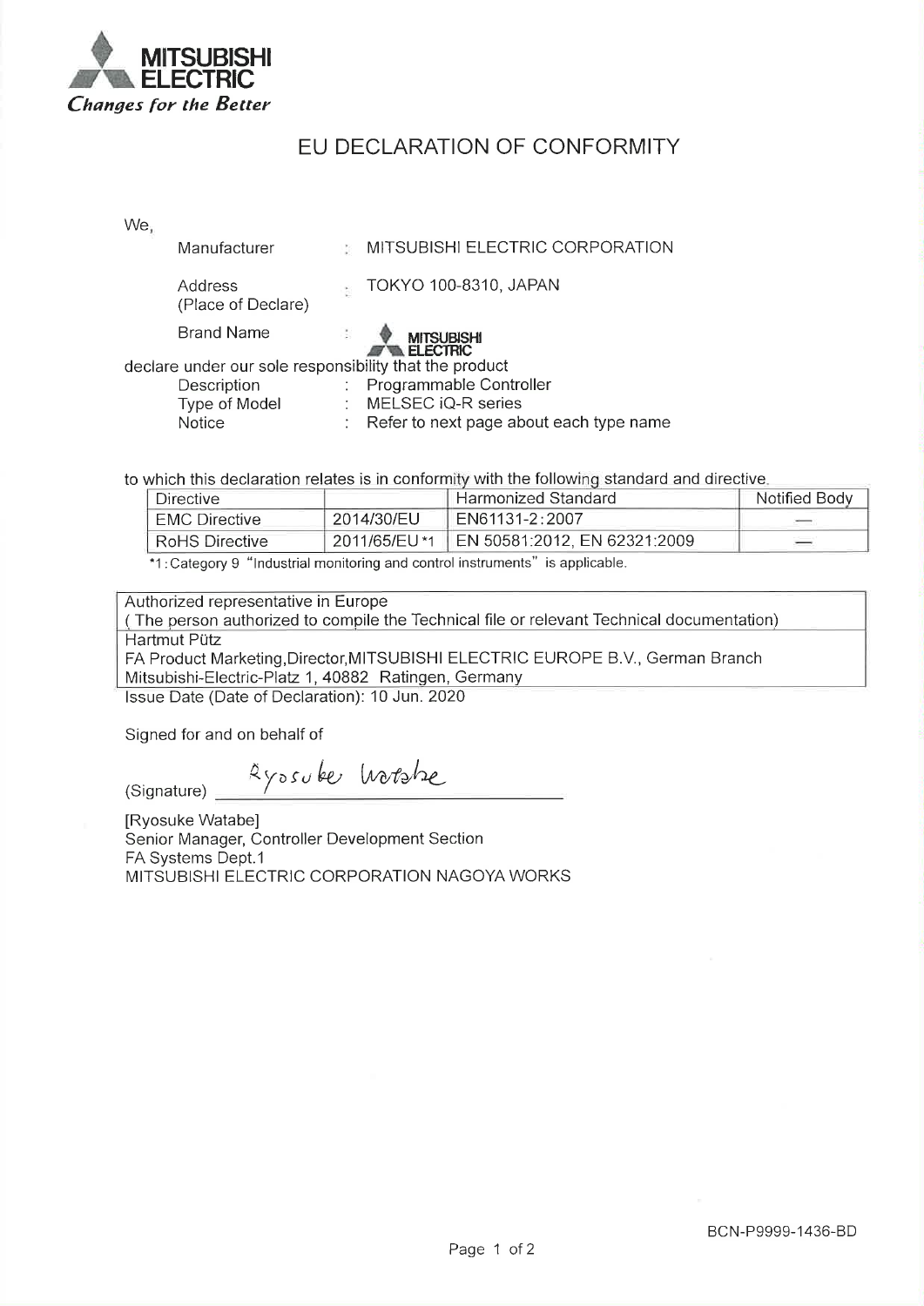**MITSUBISHI ELECTRIC**
*Changes for the Better*

# EU DECLARATION OF CONFORMITY

We,

| | | |
|---|---|---|
| Manufacturer | : | MITSUBISHI ELECTRIC CORPORATION |
| Address (Place of Declare) | : | TOKYO 100-8310, JAPAN |
| Brand Name | : | MITSUBISHI ELECTRIC |

declare under our sole responsibility that the product

| | | |
|---|---|---|
| Description | : | Programmable Controller |
| Type of Model | : | MELSEC iQ-R series |
| Notice | : | Refer to next page about each type name |

to which this declaration relates is in conformity with the following standard and directive.

| Directive | | Harmonized Standard | Notified Body |
|---|---|---|---|
| EMC Directive | 2014/30/EU | EN61131-2:2007 | — |
| RoHS Directive | 2011/65/EU *1 | EN 50581:2012, EN 62321:2009 | — |

*1: Category 9 "Industrial monitoring and control instruments" is applicable.

| Authorized representative in Europe (The person authorized to compile the Technical file or relevant Technical documentation) |
|---|
| Hartmut Pütz<br>FA Product Marketing,Director,MITSUBISHI ELECTRIC EUROPE B.V., German Branch<br>Mitsubishi-Electric-Platz 1, 40882 Ratingen, Germany |

Issue Date (Date of Declaration): 10 Jun. 2020

Signed for and on behalf of

(Signature) Ryosuke Watabe

[Ryosuke Watabe]
Senior Manager, Controller Development Section
FA Systems Dept.1
MITSUBISHI ELECTRIC CORPORATION NAGOYA WORKS

BCN-P9999-1436-BD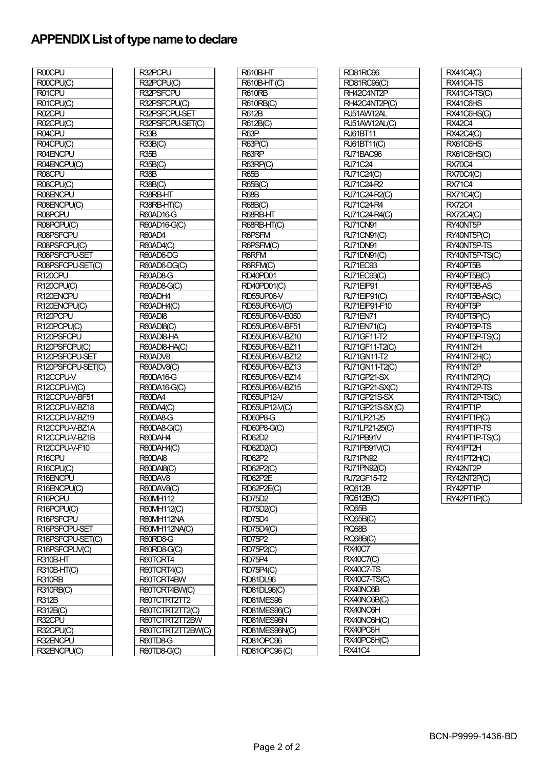# APPENDIX List of type name to declare

| | | | | |
|---|---|---|---|---|
| R00CPU | R32PCPU | R610B-HT | RD81RC96 | RX41C4(C) |
| R00CPU(C) | R32PCPU(C) | R610B-HT(C) | RD81RC96(C) | RX41C4-TS |
| R01CPU | R32PSFCPU | R610RB | RH42C4NT2P | RX41C4-TS(C) |
| R01CPU(C) | R32PSFCPU(C) | R610RB(C) | RH42C4NT2P(C) | RX41C6HS |
| R02CPU | R32PSFCPU-SET | R612B | RJ51AW12AL | RX41C6HS(C) |
| R02CPU(C) | R32PSFCPU-SET(C) | R612B(C) | RJ51AW12AL(C) | RX42C4 |
| R04CPU | R33B | R63P | RJ61BT11 | RX42C4(C) |
| R04CPU(C) | R33B(C) | R63P(C) | RJ61BT11(C) | RX61C6HS |
| R04ENCPU | R35B | R63RP | RJ71BAC96 | RX61C6HS(C) |
| R04ENCPU(C) | R35B(C) | R63RP(C) | RJ71C24 | RX70C4 |
| R08CPU | R38B | R65B | RJ71C24(C) | RX70C4(C) |
| R08CPU(C) | R38B(C) | R65B(C) | RJ71C24-R2 | RX71C4 |
| R08ENCPU | R38RB-HT | R68B | RJ71C24-R2(C) | RX71C4(C) |
| R08ENCPU(C) | R38RB-HT(C) | R68B(C) | RJ71C24-R4 | RX72C4 |
| R08PCPU | R60AD16-G | R68RB-HT | RJ71C24-R4(C) | RX72C4(C) |
| R08PCPU(C) | R60AD16-G(C) | R68RB-HT(C) | RJ71CN91 | RY40NT5P |
| R08PSFCPU | R60AD4 | R6PSFM | RJ71CN91(C) | RY40NT5P(C) |
| R08PSFCPU(C) | R60AD4(C) | R6PSFM(C) | RJ71DN91 | RY40NT5P-TS |
| R08PSFCPU-SET | R60AD6-DG | R6RFM | RJ71DN91(C) | RY40NT5P-TS(C) |
| R08PSFCPU-SET(C) | R60AD6-DG(C) | R6RFM(C) | RJ71EC93 | RY40PT5B |
| R120CPU | R60AD8-G | RD40PD01 | RJ71EC93(C) | RY40PT5B(C) |
| R120CPU(C) | R60AD8-G(C) | RD40PD01(C) | RJ71EIP91 | RY40PT5B-AS |
| R120ENCPU | R60ADH4 | RD55UP06-V | RJ71EIP91(C) | RY40PT5B-AS(C) |
| R120ENCPU(C) | R60ADH4(C) | RD55UP06-V(C) | RJ71EIP91-F10 | RY40PT5P |
| R120PCPU | R60ADI8 | RD55UP06-V-B050 | RJ71EN71 | RY40PT5P(C) |
| R120PCPU(C) | R60ADI8(C) | RD55UP06-V-BF51 | RJ71EN71(C) | RY40PT5P-TS |
| R120PSFCPU | R60ADI8-HA | RD55UP06-V-BZ10 | RJ71GF11-T2 | RY40PT5P-TS(C) |
| R120PSFCPU(C) | R60ADI8-HA(C) | RD55UP06-V-BZ11 | RJ71GF11-T2(C) | RY41NT2H |
| R120PSFCPU-SET | R60ADV8 | RD55UP06-V-BZ12 | RJ71GN11-T2 | RY41NT2H(C) |
| R120PSFCPU-SET(C) | R60ADV8(C) | RD55UP06-V-BZ13 | RJ71GN11-T2(C) | RY41NT2P |
| R12CCPU-V | R60DA16-G | RD55UP06-V-BZ14 | RJ71GP21-SX | RY41NT2P(C) |
| R12CCPU-V(C) | R60DA16-G(C) | RD55UP06-V-BZ15 | RJ71GP21-SX(C) | RY41NT2P-TS |
| R12CCPU-V-BF51 | R60DA4 | RD55UP12-V | RJ71GP21S-SX | RY41NT2P-TS(C) |
| R12CCPU-V-BZ18 | R60DA4(C) | RD55UP12-V(C) | RJ71GP21S-SX (C) | RY41PT1P |
| R12CCPU-V-BZ19 | R60DA8-G | RD60P8-G | RJ71LP21-25 | RY41PT1P(C) |
| R12CCPU-V-BZ1A | R60DA8-G(C) | RD60P8-G(C) | RJ71LP21-25(C) | RY41PT1P-TS |
| R12CCPU-V-BZ1B | R60DAH4 | RD62D2 | RJ71PB91V | RY41PT1P-TS(C) |
| R12CCPU-V-F10 | R60DAH4(C) | RD62D2(C) | RJ71PB91V(C) | RY41PT2H |
| R16CPU | R60DAI8 | RD62P2 | RJ71PN92 | RY41PT2H(C) |
| R16CPU(C) | R60DAI8(C) | RD62P2(C) | RJ71PN92(C) | RY42NT2P |
| R16ENCPU | R60DAV8 | RD62P2E | RJ72GF15-T2 | RY42NT2P(C) |
| R16ENCPU(C) | R60DAV8(C) | RD62P2E(C) | RQ612B | RY42PT1P |
| R16PCPU | R60MH112 | RD75D2 | RQ612B(C) | RY42PT1P(C) |
| R16PCPU(C) | R60MH112(C) | RD75D2(C) | RQ65B | |
| R16PSFCPU | R60MH112NA | RD75D4 | RQ65B(C) | |
| R16PSFCPU-SET | R60MH112NA(C) | RD75D4(C) | RQ68B | |
| R16PSFCPU-SET(C) | R60RD8-G | RD75P2 | RQ68B(C) | |
| R16PSFCPUV(C) | R60RD8-G(C) | RD75P2(C) | RX40C7 | |
| R310B-HT | R60TCRT4 | RD75P4 | RX40C7(C) | |
| R310B-HT(C) | R60TCRT4(C) | RD75P4(C) | RX40C7-TS | |
| R310RB | R60TCRT4BW | RD81DL96 | RX40C7-TS(C) | |
| R310RB(C) | R60TCRT4BW(C) | RD81DL96(C) | RX40NC6B | |
| R312B | R60TCTRT2TT2 | RD81MES96 | RX40NC6B(C) | |
| R312B(C) | R60TCTRT2TT2(C) | RD81MES96(C) | RX40NC6H | |
| R32CPU | R60TCTRT2TT2BW | RD81MES96N | RX40NC6H(C) | |
| R32CPU(C) | R60TCTRT2TT2BW(C) | RD81MES96N(C) | RX40PC6H | |
| R32ENCPU | R60TD8-G | RD81OPC96 | RX40PC6H(C) | |
| R32ENCPU(C) | R60TD8-G(C) | RD81OPC96 (C) | RX41C4 | |